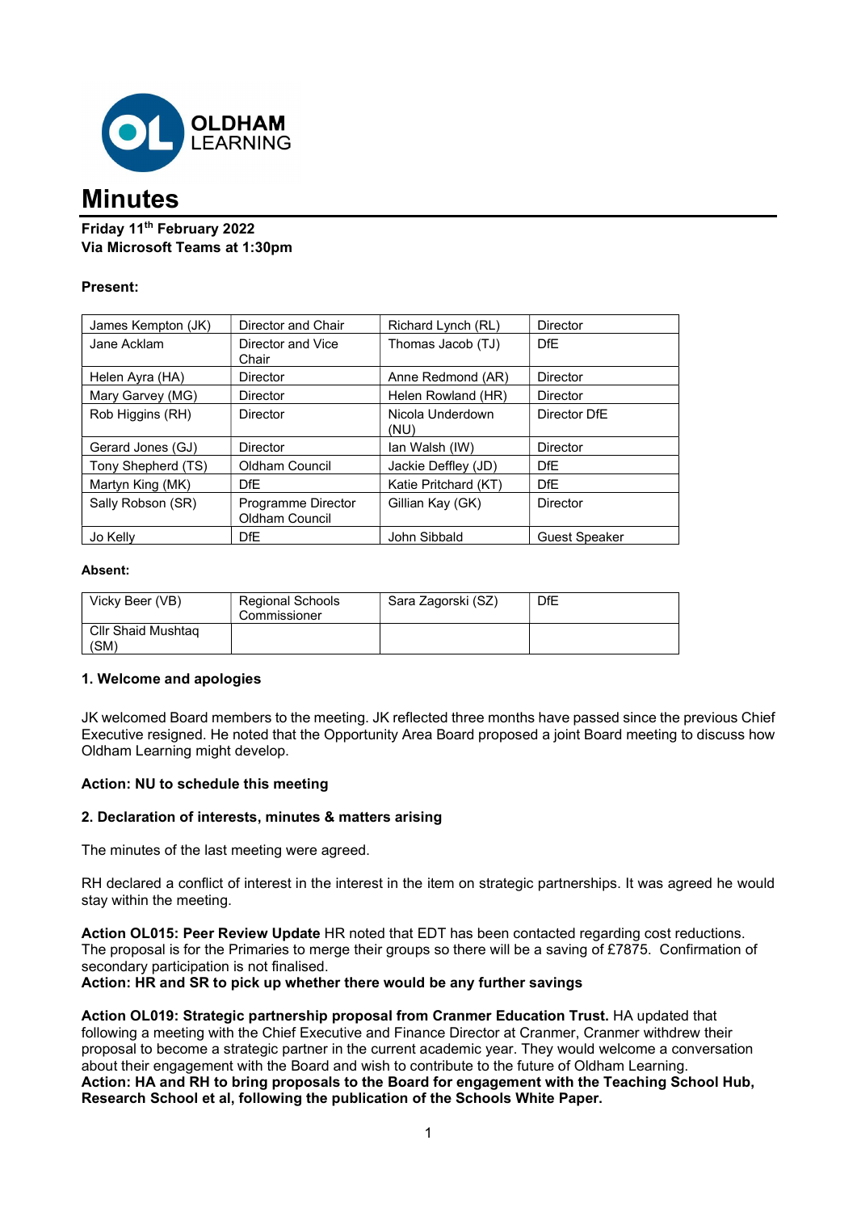OLDHAM LEARNING

# Minutes

**Friday 11th February 2022**
**Via Microsoft Teams at 1:30pm**

**Present:**

| | | | |
|---|---|---|---|
| James Kempton (JK) | Director and Chair | Richard Lynch (RL) | Director |
| Jane Acklam | Director and Vice Chair | Thomas Jacob (TJ) | DfE |
| Helen Ayra (HA) | Director | Anne Redmond (AR) | Director |
| Mary Garvey (MG) | Director | Helen Rowland (HR) | Director |
| Rob Higgins (RH) | Director | Nicola Underdown (NU) | Director DfE |
| Gerard Jones (GJ) | Director | Ian Walsh (IW) | Director |
| Tony Shepherd (TS) | Oldham Council | Jackie Deffley (JD) | DfE |
| Martyn King (MK) | DfE | Katie Pritchard (KT) | DfE |
| Sally Robson (SR) | Programme Director Oldham Council | Gillian Kay (GK) | Director |
| Jo Kelly | DfE | John Sibbald | Guest Speaker |

**Absent:**

| | | | |
|---|---|---|---|
| Vicky Beer (VB) | Regional Schools Commissioner | Sara Zagorski (SZ) | DfE |
| Cllr Shaid Mushtaq (SM) | | | |

**1. Welcome and apologies**

JK welcomed Board members to the meeting. JK reflected three months have passed since the previous Chief Executive resigned. He noted that the Opportunity Area Board proposed a joint Board meeting to discuss how Oldham Learning might develop.

**Action: NU to schedule this meeting**

**2. Declaration of interests, minutes & matters arising**

The minutes of the last meeting were agreed.

RH declared a conflict of interest in the interest in the item on strategic partnerships. It was agreed he would stay within the meeting.

**Action OL015: Peer Review Update** HR noted that EDT has been contacted regarding cost reductions. The proposal is for the Primaries to merge their groups so there will be a saving of £7875. Confirmation of secondary participation is not finalised.
**Action: HR and SR to pick up whether there would be any further savings**

**Action OL019: Strategic partnership proposal from Cranmer Education Trust.** HA updated that following a meeting with the Chief Executive and Finance Director at Cranmer, Cranmer withdrew their proposal to become a strategic partner in the current academic year. They would welcome a conversation about their engagement with the Board and wish to contribute to the future of Oldham Learning.
**Action: HA and RH to bring proposals to the Board for engagement with the Teaching School Hub, Research School et al, following the publication of the Schools White Paper.**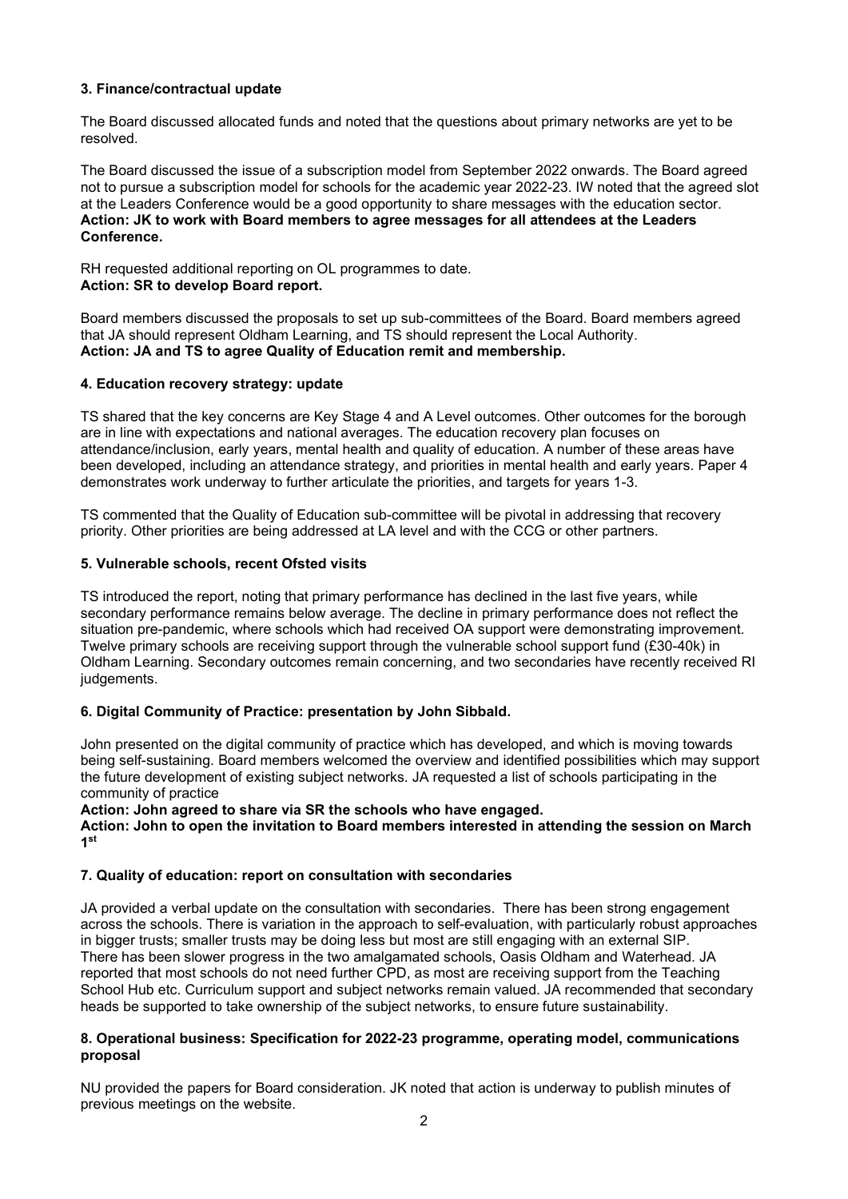### 3. Finance/contractual update

The Board discussed allocated funds and noted that the questions about primary networks are yet to be resolved.

The Board discussed the issue of a subscription model from September 2022 onwards. The Board agreed not to pursue a subscription model for schools for the academic year 2022-23. IW noted that the agreed slot at the Leaders Conference would be a good opportunity to share messages with the education sector.
**Action: JK to work with Board members to agree messages for all attendees at the Leaders Conference.**

RH requested additional reporting on OL programmes to date.
**Action: SR to develop Board report.**

Board members discussed the proposals to set up sub-committees of the Board. Board members agreed that JA should represent Oldham Learning, and TS should represent the Local Authority.
**Action: JA and TS to agree Quality of Education remit and membership.**

### 4. Education recovery strategy: update

TS shared that the key concerns are Key Stage 4 and A Level outcomes. Other outcomes for the borough are in line with expectations and national averages. The education recovery plan focuses on attendance/inclusion, early years, mental health and quality of education. A number of these areas have been developed, including an attendance strategy, and priorities in mental health and early years. Paper 4 demonstrates work underway to further articulate the priorities, and targets for years 1-3.

TS commented that the Quality of Education sub-committee will be pivotal in addressing that recovery priority. Other priorities are being addressed at LA level and with the CCG or other partners.

### 5. Vulnerable schools, recent Ofsted visits

TS introduced the report, noting that primary performance has declined in the last five years, while secondary performance remains below average. The decline in primary performance does not reflect the situation pre-pandemic, where schools which had received OA support were demonstrating improvement. Twelve primary schools are receiving support through the vulnerable school support fund (£30-40k) in Oldham Learning. Secondary outcomes remain concerning, and two secondaries have recently received RI judgements.

### 6. Digital Community of Practice: presentation by John Sibbald.

John presented on the digital community of practice which has developed, and which is moving towards being self-sustaining. Board members welcomed the overview and identified possibilities which may support the future development of existing subject networks. JA requested a list of schools participating in the community of practice
**Action: John agreed to share via SR the schools who have engaged.**
**Action: John to open the invitation to Board members interested in attending the session on March 1st**

### 7. Quality of education: report on consultation with secondaries

JA provided a verbal update on the consultation with secondaries. There has been strong engagement across the schools. There is variation in the approach to self-evaluation, with particularly robust approaches in bigger trusts; smaller trusts may be doing less but most are still engaging with an external SIP. There has been slower progress in the two amalgamated schools, Oasis Oldham and Waterhead. JA reported that most schools do not need further CPD, as most are receiving support from the Teaching School Hub etc. Curriculum support and subject networks remain valued. JA recommended that secondary heads be supported to take ownership of the subject networks, to ensure future sustainability.

### 8. Operational business: Specification for 2022-23 programme, operating model, communications proposal

NU provided the papers for Board consideration. JK noted that action is underway to publish minutes of previous meetings on the website.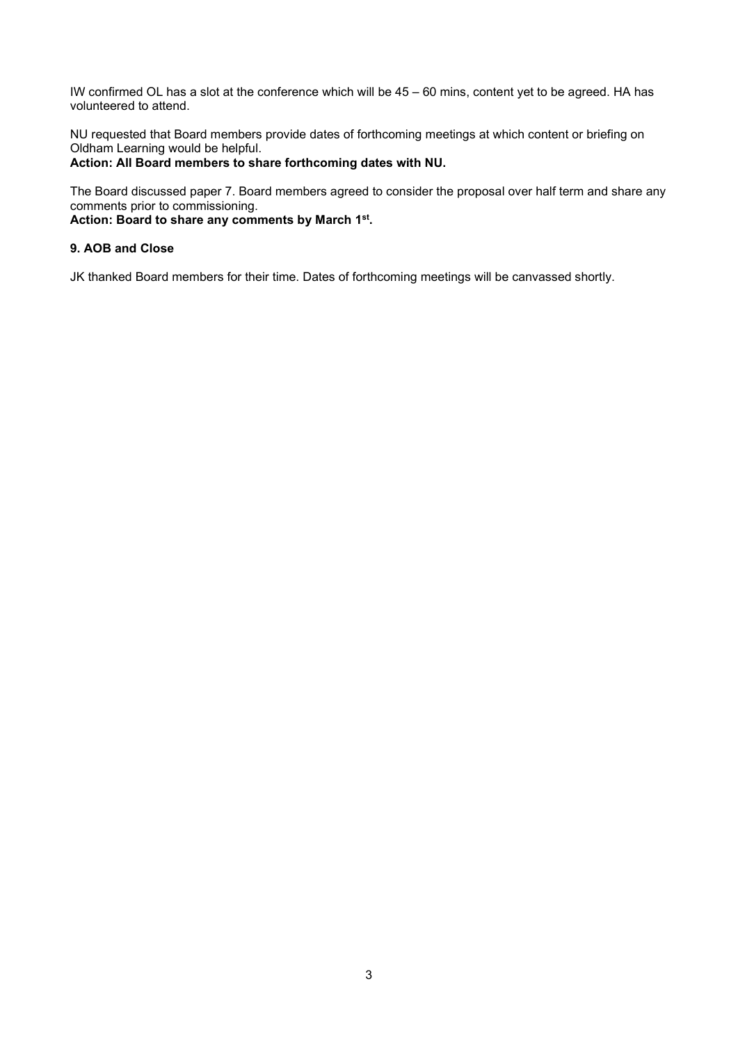IW confirmed OL has a slot at the conference which will be 45 – 60 mins, content yet to be agreed. HA has volunteered to attend.

NU requested that Board members provide dates of forthcoming meetings at which content or briefing on Oldham Learning would be helpful.
**Action: All Board members to share forthcoming dates with NU.**

The Board discussed paper 7. Board members agreed to consider the proposal over half term and share any comments prior to commissioning.
**Action: Board to share any comments by March 1st.**

### 9. AOB and Close

JK thanked Board members for their time. Dates of forthcoming meetings will be canvassed shortly.